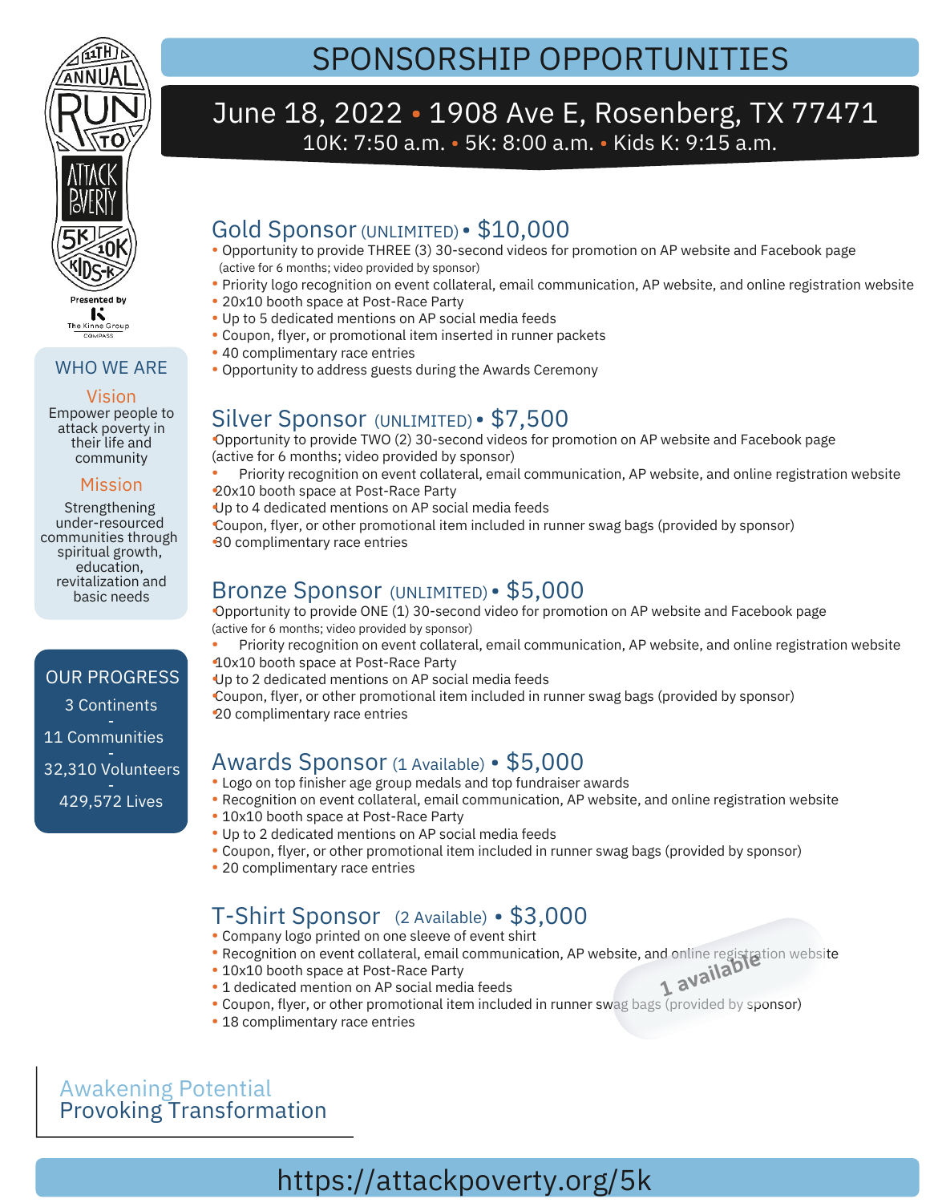11TH ANNUAL RUN TO ATTACK POVERTY

5K 10K KIDS-K

Presented by The Kinne Group COMPASS

# SPONSORSHIP OPPORTUNITIES

## June 18, 2022 • 1908 Ave E, Rosenberg, TX 77471

10K: 7:50 a.m. • 5K: 8:00 a.m. • Kids K: 9:15 a.m.

### WHO WE ARE

**Vision**

Empower people to attack poverty in their life and community

**Mission**

Strengthening under-resourced communities through spiritual growth, education, revitalization and basic needs

### OUR PROGRESS

3 Continents
-
11 Communities
-
32,310 Volunteers
-
429,572 Lives

## Gold Sponsor (UNLIMITED) • $10,000

- Opportunity to provide THREE (3) 30-second videos for promotion on AP website and Facebook page (active for 6 months; video provided by sponsor)
- Priority logo recognition on event collateral, email communication, AP website, and online registration website
- 20x10 booth space at Post-Race Party
- Up to 5 dedicated mentions on AP social media feeds
- Coupon, flyer, or promotional item inserted in runner packets
- 40 complimentary race entries
- Opportunity to address guests during the Awards Ceremony

## Silver Sponsor (UNLIMITED) • $7,500

- Opportunity to provide TWO (2) 30-second videos for promotion on AP website and Facebook page (active for 6 months; video provided by sponsor)
- Priority recognition on event collateral, email communication, AP website, and online registration website
- 20x10 booth space at Post-Race Party
- Up to 4 dedicated mentions on AP social media feeds
- Coupon, flyer, or other promotional item included in runner swag bags (provided by sponsor)
- 30 complimentary race entries

## Bronze Sponsor (UNLIMITED) • $5,000

- Opportunity to provide ONE (1) 30-second video for promotion on AP website and Facebook page (active for 6 months; video provided by sponsor)
- Priority recognition on event collateral, email communication, AP website, and online registration website
- 10x10 booth space at Post-Race Party
- Up to 2 dedicated mentions on AP social media feeds
- Coupon, flyer, or other promotional item included in runner swag bags (provided by sponsor)
- 20 complimentary race entries

## Awards Sponsor (1 Available) • $5,000

- Logo on top finisher age group medals and top fundraiser awards
- Recognition on event collateral, email communication, AP website, and online registration website
- 10x10 booth space at Post-Race Party
- Up to 2 dedicated mentions on AP social media feeds
- Coupon, flyer, or other promotional item included in runner swag bags (provided by sponsor)
- 20 complimentary race entries

## T-Shirt Sponsor (2 Available) • $3,000

1 available

- Company logo printed on one sleeve of event shirt
- Recognition on event collateral, email communication, AP website, and online registration website
- 10x10 booth space at Post-Race Party
- 1 dedicated mention on AP social media feeds
- Coupon, flyer, or other promotional item included in runner swag bags (provided by sponsor)
- 18 complimentary race entries

Awakening Potential
Provoking Transformation

https://attackpoverty.org/5k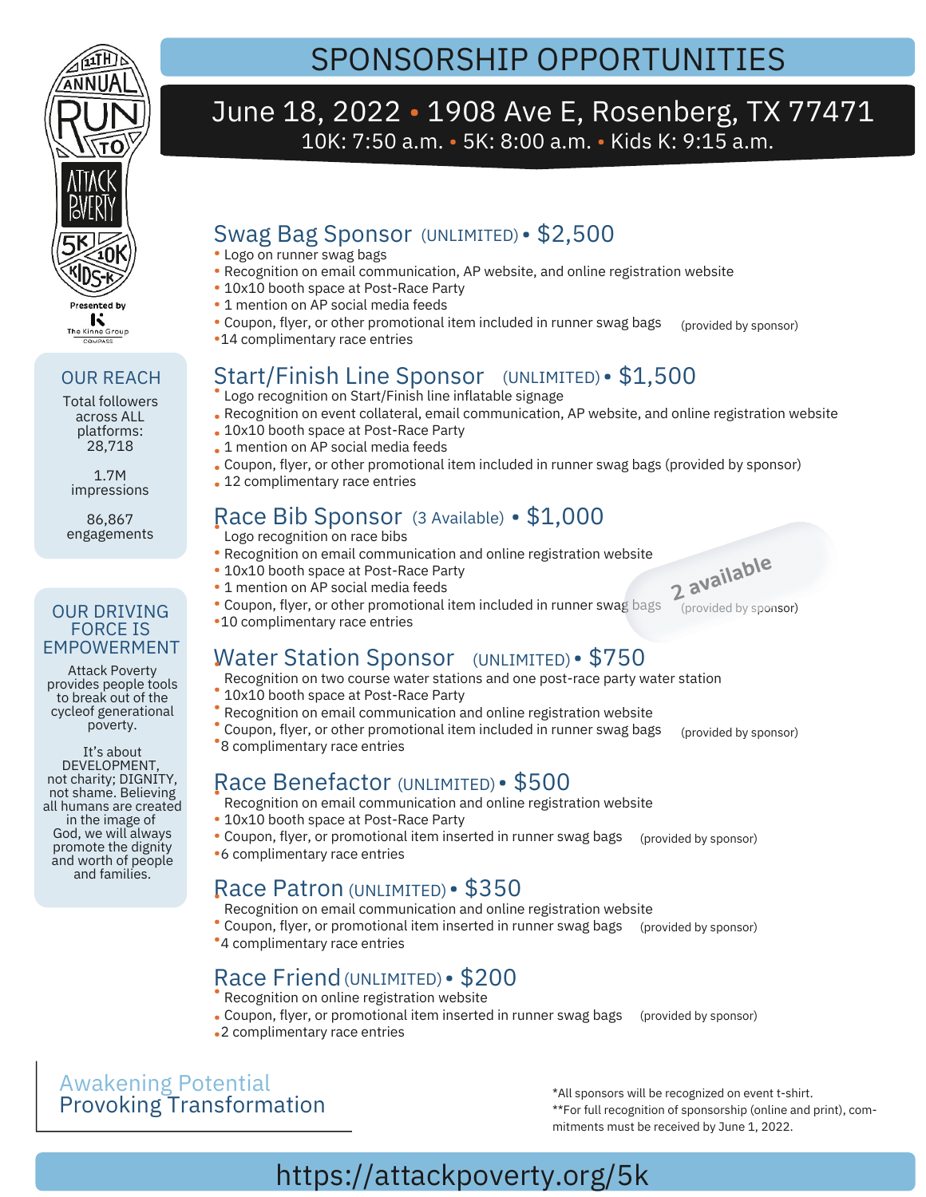# SPONSORSHIP OPPORTUNITIES

**June 18, 2022 • 1908 Ave E, Rosenberg, TX 77471**

10K: 7:50 a.m. • 5K: 8:00 a.m. • Kids K: 9:15 a.m.

11TH ANNUAL RUN TO ATTACK POVERTY 5K 10K KIDS-K

Presented by The Kinne Group COMPASS

### OUR REACH

Total followers across ALL platforms: 28,718

1.7M impressions

86,867 engagements

### OUR DRIVING FORCE IS EMPOWERMENT

Attack Poverty provides people tools to break out of the cycleof generational poverty.

It's about DEVELOPMENT, not charity; DIGNITY, not shame. Believing all humans are created in the image of God, we will always promote the dignity and worth of people and families.

## Swag Bag Sponsor (UNLIMITED) • $2,500

- Logo on runner swag bags
- Recognition on email communication, AP website, and online registration website
- 10x10 booth space at Post-Race Party
- 1 mention on AP social media feeds
- Coupon, flyer, or other promotional item included in runner swag bags (provided by sponsor)
- 14 complimentary race entries

## Start/Finish Line Sponsor (UNLIMITED) • $1,500

- Logo recognition on Start/Finish line inflatable signage
- Recognition on event collateral, email communication, AP website, and online registration website
- 10x10 booth space at Post-Race Party
- 1 mention on AP social media feeds
- Coupon, flyer, or other promotional item included in runner swag bags (provided by sponsor)
- 12 complimentary race entries

## Race Bib Sponsor (3 Available) • $1,000

2 available

- Logo recognition on race bibs
- Recognition on email communication and online registration website
- 10x10 booth space at Post-Race Party
- 1 mention on AP social media feeds
- Coupon, flyer, or other promotional item included in runner swag bags (provided by sponsor)
- 10 complimentary race entries

## Water Station Sponsor (UNLIMITED) • $750

- Recognition on two course water stations and one post-race party water station
- 10x10 booth space at Post-Race Party
- Recognition on email communication and online registration website
- Coupon, flyer, or other promotional item included in runner swag bags (provided by sponsor)
- 8 complimentary race entries

## Race Benefactor (UNLIMITED) • $500

- Recognition on email communication and online registration website
- 10x10 booth space at Post-Race Party
- Coupon, flyer, or promotional item inserted in runner swag bags (provided by sponsor)
- 6 complimentary race entries

## Race Patron (UNLIMITED) • $350

- Recognition on email communication and online registration website
- Coupon, flyer, or promotional item inserted in runner swag bags (provided by sponsor)
- 4 complimentary race entries

## Race Friend (UNLIMITED) • $200

- Recognition on online registration website
- Coupon, flyer, or promotional item inserted in runner swag bags (provided by sponsor)
- 2 complimentary race entries

Awakening Potential
Provoking Transformation

*All sponsors will be recognized on event t-shirt.
**For full recognition of sponsorship (online and print), commitments must be received by June 1, 2022.

https://attackpoverty.org/5k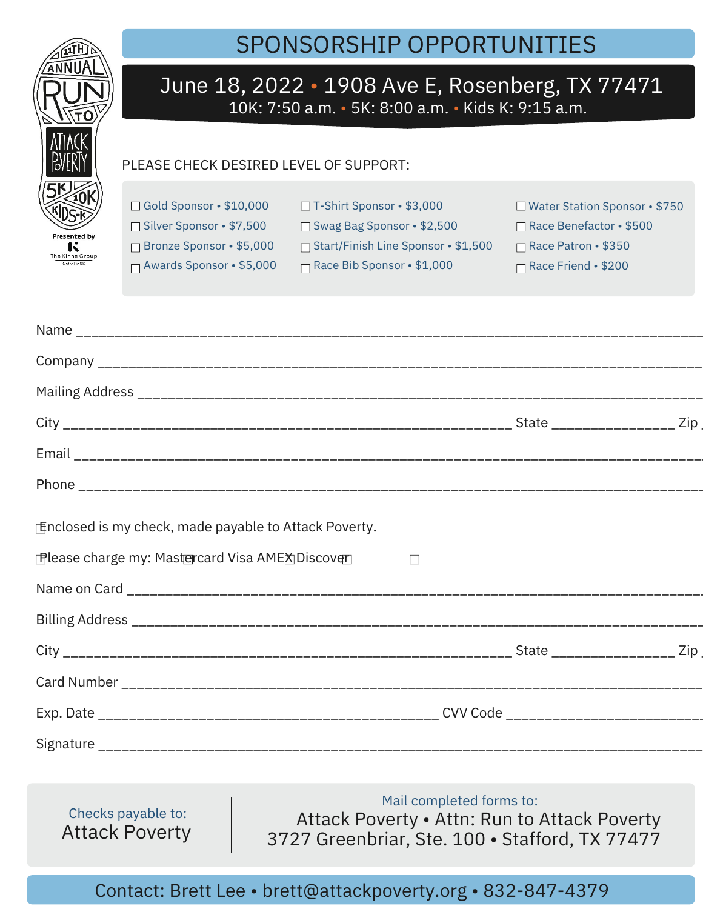11TH ANNUAL RUN TO ATTACK POVERTY 5K 10K KIDS-K

Presented by The Kinne Group COMPASS

# SPONSORSHIP OPPORTUNITIES

## June 18, 2022 • 1908 Ave E, Rosenberg, TX 77471

10K: 7:50 a.m. • 5K: 8:00 a.m. • Kids K: 9:15 a.m.

PLEASE CHECK DESIRED LEVEL OF SUPPORT:

- ☐ Gold Sponsor • $10,000
- ☐ Silver Sponsor • $7,500
- ☐ Bronze Sponsor • $5,000
- ☐ Awards Sponsor • $5,000
- ☐ T-Shirt Sponsor • $3,000
- ☐ Swag Bag Sponsor • $2,500
- ☐ Start/Finish Line Sponsor • $1,500
- ☐ Race Bib Sponsor • $1,000
- ☐ Water Station Sponsor • $750
- ☐ Race Benefactor • $500
- ☐ Race Patron • $350
- ☐ Race Friend • $200

Name ______________________________________________________________

Company ______________________________________________________________

Mailing Address ______________________________________________________________

City ______________________________________________ State ______________ Zip ______

Email ______________________________________________________________

Phone ______________________________________________________________

☐ Enclosed is my check, made payable to Attack Poverty.

☐ Please charge my: ☐ Mastercard ☐ Visa ☐ AMEX ☐ Discover

Name on Card ______________________________________________________________

Billing Address ______________________________________________________________

City ______________________________________________ State ______________ Zip ______

Card Number ______________________________________________________________

Exp. Date ______________________________________ CVV Code ______________________

Signature ______________________________________________________________

Checks payable to:
Attack Poverty

Mail completed forms to:
Attack Poverty • Attn: Run to Attack Poverty
3727 Greenbriar, Ste. 100 • Stafford, TX 77477

Contact: Brett Lee • brett@attackpoverty.org • 832-847-4379